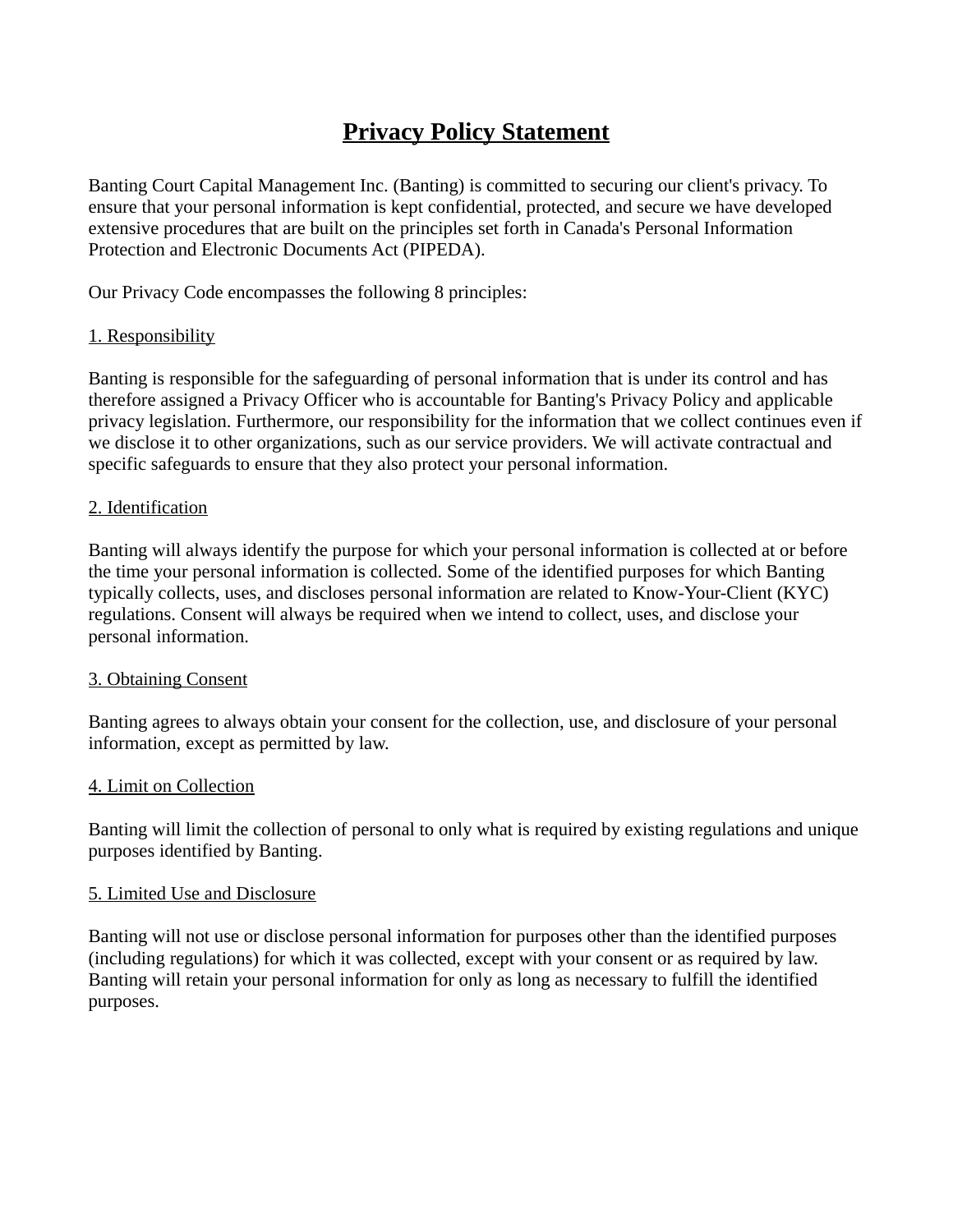# Privacy Policy Statement

Banting Court Capital Management Inc. (Banting) is committed to securing our client's privacy. To ensure that your personal information is kept confidential, protected, and secure we have developed extensive procedures that are built on the principles set forth in Canada's Personal Information Protection and Electronic Documents Act (PIPEDA).

Our Privacy Code encompasses the following 8 principles:

## 1. Responsibility

Banting is responsible for the safeguarding of personal information that is under its control and has therefore assigned a Privacy Officer who is accountable for Banting's Privacy Policy and applicable privacy legislation. Furthermore, our responsibility for the information that we collect continues even if we disclose it to other organizations, such as our service providers. We will activate contractual and specific safeguards to ensure that they also protect your personal information.

## 2. Identification

Banting will always identify the purpose for which your personal information is collected at or before the time your personal information is collected. Some of the identified purposes for which Banting typically collects, uses, and discloses personal information are related to Know-Your-Client (KYC) regulations. Consent will always be required when we intend to collect, uses, and disclose your personal information.

## 3. Obtaining Consent

Banting agrees to always obtain your consent for the collection, use, and disclosure of your personal information, except as permitted by law.

## 4. Limit on Collection

Banting will limit the collection of personal to only what is required by existing regulations and unique purposes identified by Banting.

## 5. Limited Use and Disclosure

Banting will not use or disclose personal information for purposes other than the identified purposes (including regulations) for which it was collected, except with your consent or as required by law. Banting will retain your personal information for only as long as necessary to fulfill the identified purposes.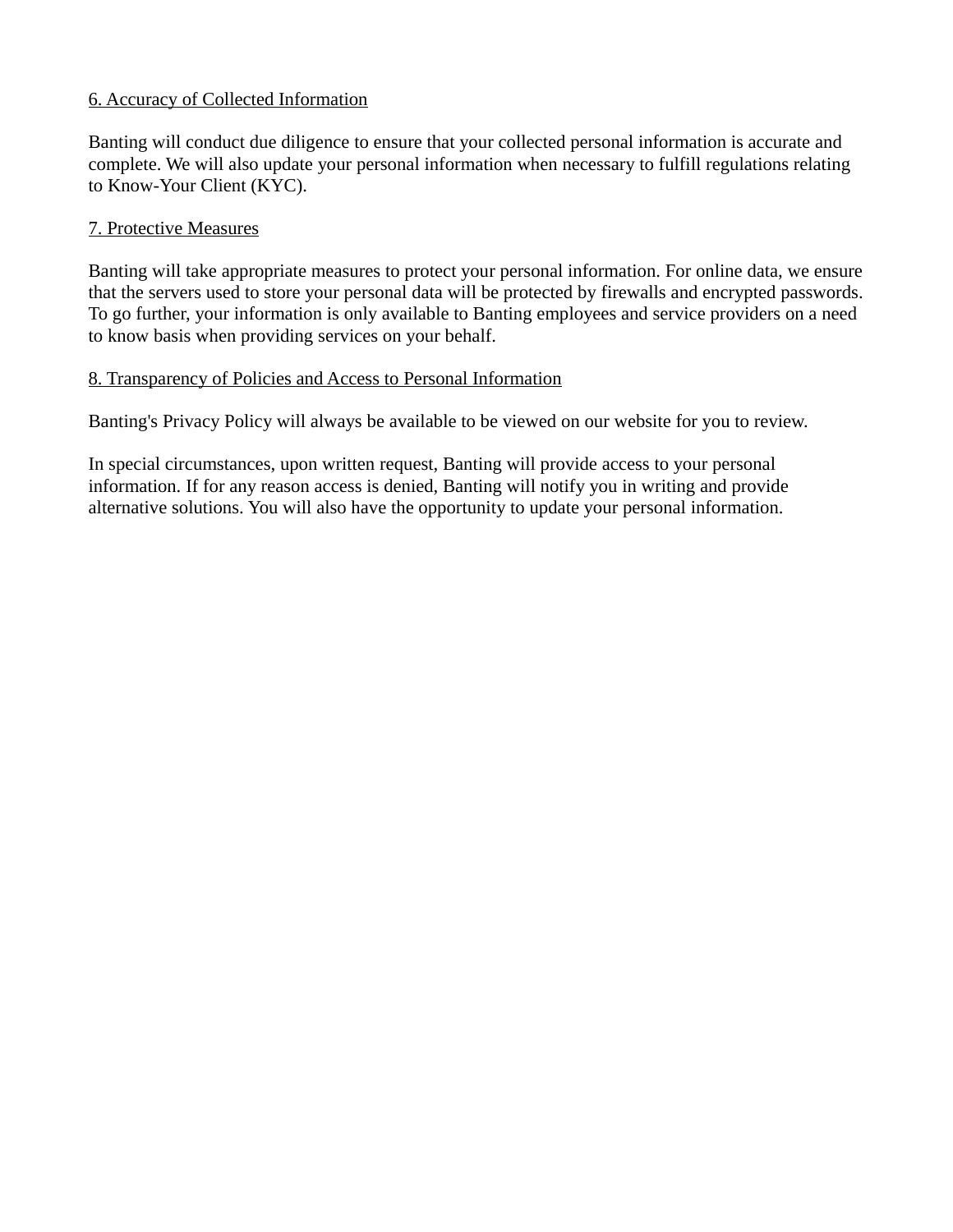## 6. Accuracy of Collected Information

Banting will conduct due diligence to ensure that your collected personal information is accurate and complete. We will also update your personal information when necessary to fulfill regulations relating to Know-Your Client (KYC).

## 7. Protective Measures

Banting will take appropriate measures to protect your personal information. For online data, we ensure that the servers used to store your personal data will be protected by firewalls and encrypted passwords. To go further, your information is only available to Banting employees and service providers on a need to know basis when providing services on your behalf.

## 8. Transparency of Policies and Access to Personal Information

Banting's Privacy Policy will always be available to be viewed on our website for you to review.

In special circumstances, upon written request, Banting will provide access to your personal information. If for any reason access is denied, Banting will notify you in writing and provide alternative solutions. You will also have the opportunity to update your personal information.